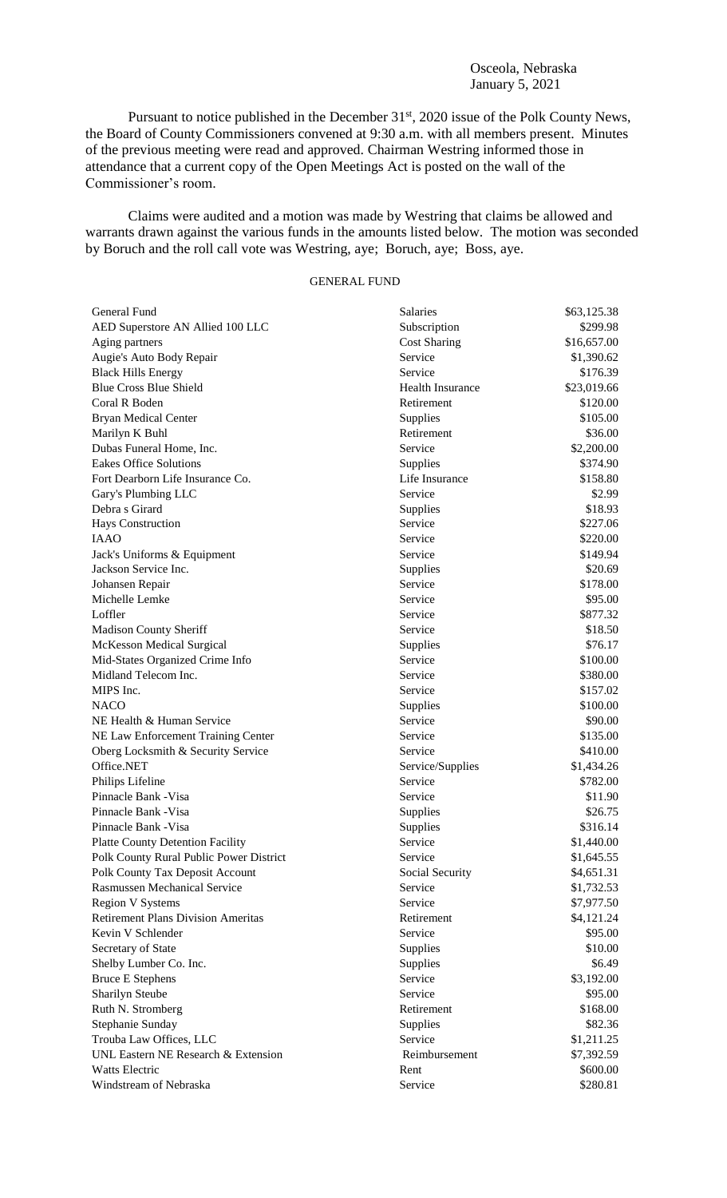Osceola, Nebraska
January 5, 2021

Pursuant to notice published in the December 31st, 2020 issue of the Polk County News, the Board of County Commissioners convened at 9:30 a.m. with all members present. Minutes of the previous meeting were read and approved. Chairman Westring informed those in attendance that a current copy of the Open Meetings Act is posted on the wall of the Commissioner's room.

Claims were audited and a motion was made by Westring that claims be allowed and warrants drawn against the various funds in the amounts listed below. The motion was seconded by Boruch and the roll call vote was Westring, aye; Boruch, aye; Boss, aye.

GENERAL FUND

| | | |
|---|---|---|
| General Fund | Salaries | $63,125.38 |
| AED Superstore AN Allied 100 LLC | Subscription | $299.98 |
| Aging partners | Cost Sharing | $16,657.00 |
| Augie's Auto Body Repair | Service | $1,390.62 |
| Black Hills Energy | Service | $176.39 |
| Blue Cross Blue Shield | Health Insurance | $23,019.66 |
| Coral R Boden | Retirement | $120.00 |
| Bryan Medical Center | Supplies | $105.00 |
| Marilyn K Buhl | Retirement | $36.00 |
| Dubas Funeral Home, Inc. | Service | $2,200.00 |
| Eakes Office Solutions | Supplies | $374.90 |
| Fort Dearborn Life Insurance Co. | Life Insurance | $158.80 |
| Gary's Plumbing LLC | Service | $2.99 |
| Debra s Girard | Supplies | $18.93 |
| Hays Construction | Service | $227.06 |
| IAAO | Service | $220.00 |
| Jack's Uniforms & Equipment | Service | $149.94 |
| Jackson Service Inc. | Supplies | $20.69 |
| Johansen Repair | Service | $178.00 |
| Michelle Lemke | Service | $95.00 |
| Loffler | Service | $877.32 |
| Madison County Sheriff | Service | $18.50 |
| McKesson Medical Surgical | Supplies | $76.17 |
| Mid-States Organized Crime Info | Service | $100.00 |
| Midland Telecom Inc. | Service | $380.00 |
| MIPS Inc. | Service | $157.02 |
| NACO | Supplies | $100.00 |
| NE Health & Human Service | Service | $90.00 |
| NE Law Enforcement Training Center | Service | $135.00 |
| Oberg Locksmith & Security Service | Service | $410.00 |
| Office.NET | Service/Supplies | $1,434.26 |
| Philips Lifeline | Service | $782.00 |
| Pinnacle Bank -Visa | Service | $11.90 |
| Pinnacle Bank -Visa | Supplies | $26.75 |
| Pinnacle Bank -Visa | Supplies | $316.14 |
| Platte County Detention Facility | Service | $1,440.00 |
| Polk County Rural Public Power District | Service | $1,645.55 |
| Polk County Tax Deposit Account | Social Security | $4,651.31 |
| Rasmussen Mechanical Service | Service | $1,732.53 |
| Region V Systems | Service | $7,977.50 |
| Retirement Plans Division Ameritas | Retirement | $4,121.24 |
| Kevin V Schlender | Service | $95.00 |
| Secretary of State | Supplies | $10.00 |
| Shelby Lumber Co. Inc. | Supplies | $6.49 |
| Bruce E Stephens | Service | $3,192.00 |
| Sharilyn Steube | Service | $95.00 |
| Ruth N. Stromberg | Retirement | $168.00 |
| Stephanie Sunday | Supplies | $82.36 |
| Trouba Law Offices, LLC | Service | $1,211.25 |
| UNL Eastern NE Research & Extension | Reimbursement | $7,392.59 |
| Watts Electric | Rent | $600.00 |
| Windstream of Nebraska | Service | $280.81 |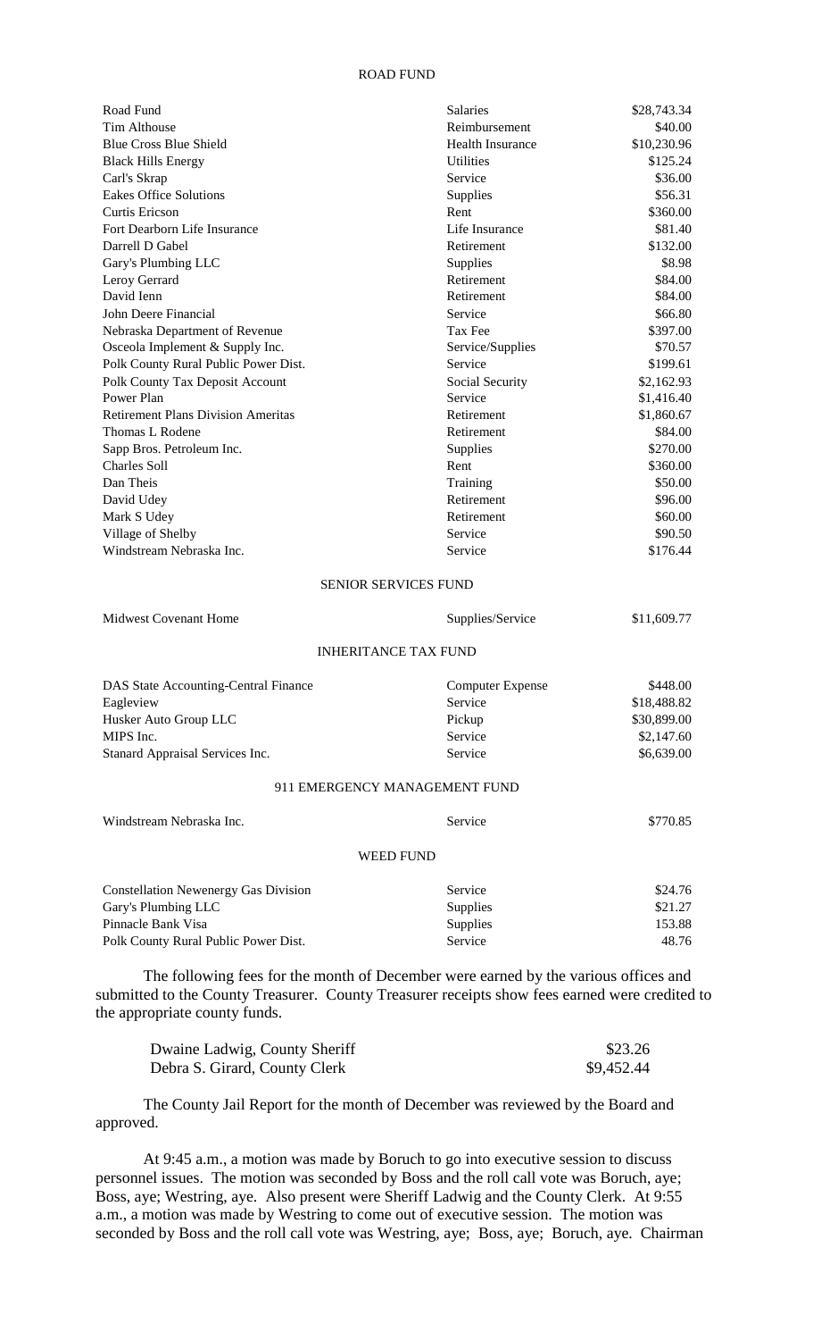ROAD FUND

| | | |
|---|---|---|
| Road Fund | Salaries | $28,743.34 |
| Tim Althouse | Reimbursement | $40.00 |
| Blue Cross Blue Shield | Health Insurance | $10,230.96 |
| Black Hills Energy | Utilities | $125.24 |
| Carl's Skrap | Service | $36.00 |
| Eakes Office Solutions | Supplies | $56.31 |
| Curtis Ericson | Rent | $360.00 |
| Fort Dearborn Life Insurance | Life Insurance | $81.40 |
| Darrell D Gabel | Retirement | $132.00 |
| Gary's Plumbing LLC | Supplies | $8.98 |
| Leroy Gerrard | Retirement | $84.00 |
| David Ienn | Retirement | $84.00 |
| John Deere Financial | Service | $66.80 |
| Nebraska Department of Revenue | Tax Fee | $397.00 |
| Osceola Implement & Supply Inc. | Service/Supplies | $70.57 |
| Polk County Rural Public Power Dist. | Service | $199.61 |
| Polk County Tax Deposit Account | Social Security | $2,162.93 |
| Power Plan | Service | $1,416.40 |
| Retirement Plans Division Ameritas | Retirement | $1,860.67 |
| Thomas L Rodene | Retirement | $84.00 |
| Sapp Bros. Petroleum Inc. | Supplies | $270.00 |
| Charles Soll | Rent | $360.00 |
| Dan Theis | Training | $50.00 |
| David Udey | Retirement | $96.00 |
| Mark S Udey | Retirement | $60.00 |
| Village of Shelby | Service | $90.50 |
| Windstream Nebraska Inc. | Service | $176.44 |

SENIOR SERVICES FUND

| | | |
|---|---|---|
| Midwest Covenant Home | Supplies/Service | $11,609.77 |

INHERITANCE TAX FUND

| | | |
|---|---|---|
| DAS State Accounting-Central Finance | Computer Expense | $448.00 |
| Eagleview | Service | $18,488.82 |
| Husker Auto Group LLC | Pickup | $30,899.00 |
| MIPS Inc. | Service | $2,147.60 |
| Stanard Appraisal Services Inc. | Service | $6,639.00 |

911 EMERGENCY MANAGEMENT FUND

| | | |
|---|---|---|
| Windstream Nebraska Inc. | Service | $770.85 |

WEED FUND

| | | |
|---|---|---|
| Constellation Newenergy Gas Division | Service | $24.76 |
| Gary's Plumbing LLC | Supplies | $21.27 |
| Pinnacle Bank Visa | Supplies | 153.88 |
| Polk County Rural Public Power Dist. | Service | 48.76 |

The following fees for the month of December were earned by the various offices and submitted to the County Treasurer. County Treasurer receipts show fees earned were credited to the appropriate county funds.

| | |
|---|---|
| Dwaine Ladwig, County Sheriff | $23.26 |
| Debra S. Girard, County Clerk | $9,452.44 |

The County Jail Report for the month of December was reviewed by the Board and approved.

At 9:45 a.m., a motion was made by Boruch to go into executive session to discuss personnel issues. The motion was seconded by Boss and the roll call vote was Boruch, aye; Boss, aye; Westring, aye. Also present were Sheriff Ladwig and the County Clerk. At 9:55 a.m., a motion was made by Westring to come out of executive session. The motion was seconded by Boss and the roll call vote was Westring, aye; Boss, aye; Boruch, aye. Chairman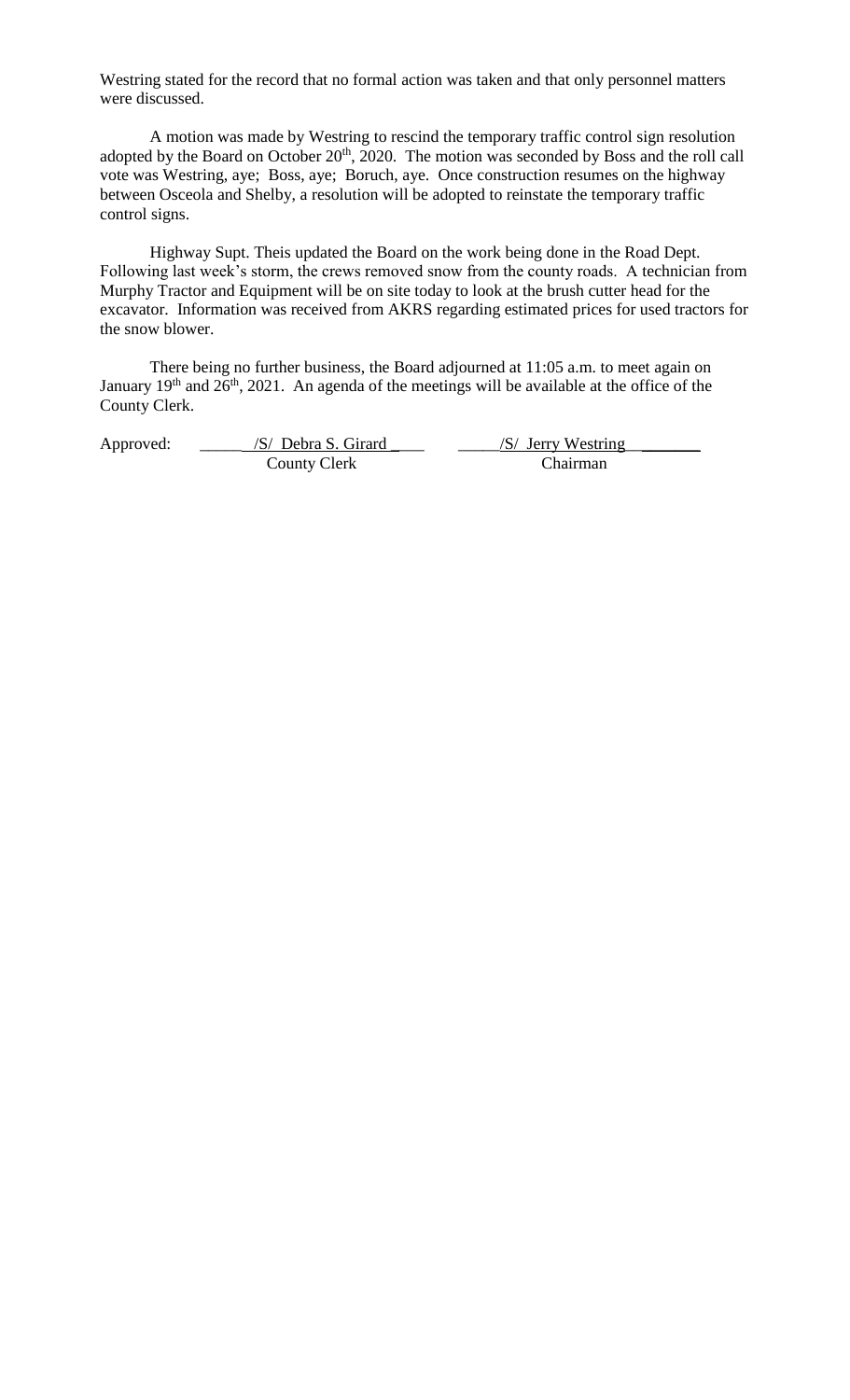Westring stated for the record that no formal action was taken and that only personnel matters were discussed.

A motion was made by Westring to rescind the temporary traffic control sign resolution adopted by the Board on October 20th, 2020. The motion was seconded by Boss and the roll call vote was Westring, aye; Boss, aye; Boruch, aye. Once construction resumes on the highway between Osceola and Shelby, a resolution will be adopted to reinstate the temporary traffic control signs.

Highway Supt. Theis updated the Board on the work being done in the Road Dept. Following last week's storm, the crews removed snow from the county roads. A technician from Murphy Tractor and Equipment will be on site today to look at the brush cutter head for the excavator. Information was received from AKRS regarding estimated prices for used tractors for the snow blower.

There being no further business, the Board adjourned at 11:05 a.m. to meet again on January 19th and 26th, 2021. An agenda of the meetings will be available at the office of the County Clerk.

Approved: /S/ Debra S. Girard — County Clerk

/S/ Jerry Westring — Chairman